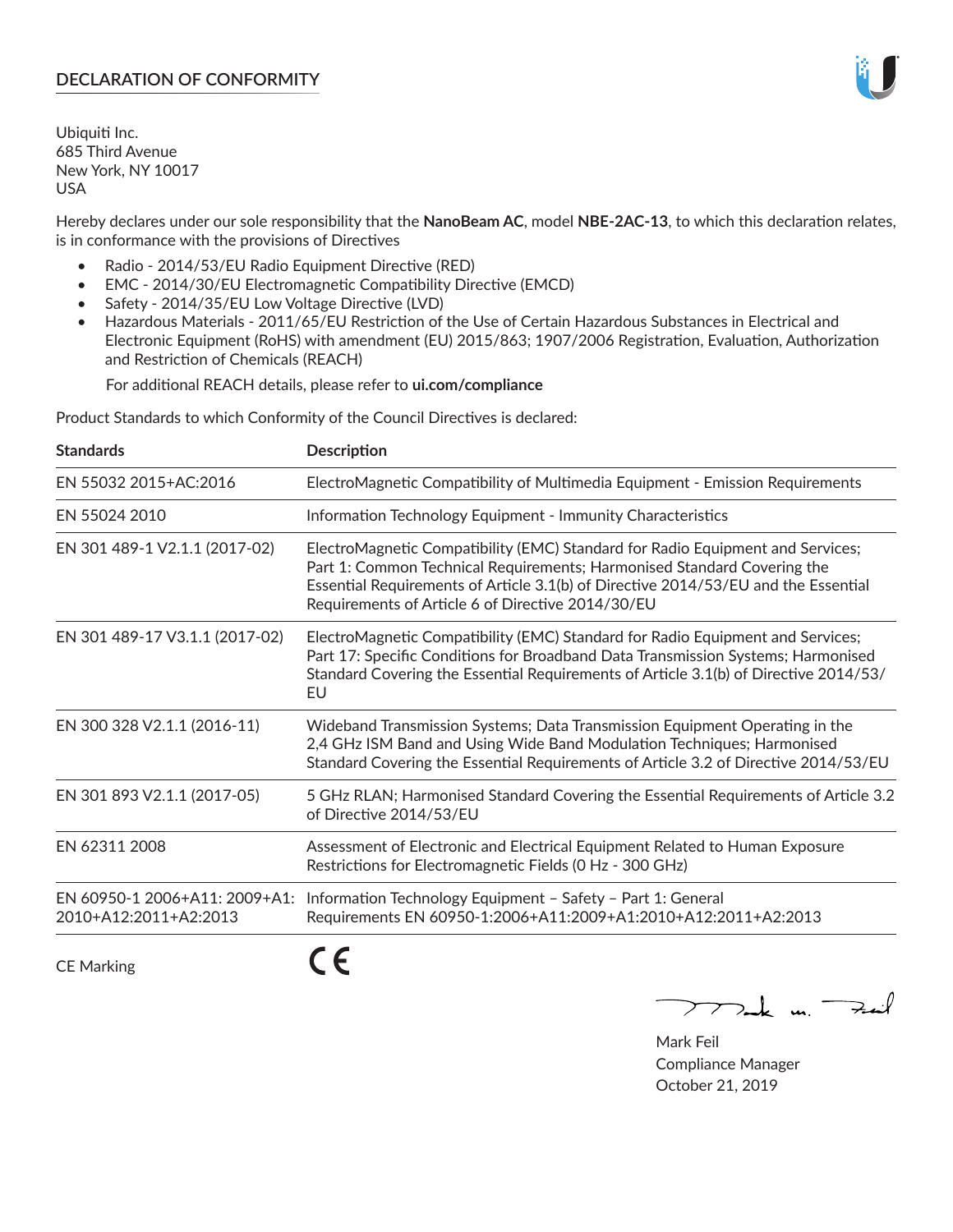# DECLARATION OF CONFORMITY

Ubiquiti Inc.
685 Third Avenue
New York, NY 10017
USA

Hereby declares under our sole responsibility that the **NanoBeam AC**, model **NBE-2AC-13**, to which this declaration relates, is in conformance with the provisions of Directives

- Radio - 2014/53/EU Radio Equipment Directive (RED)
- EMC - 2014/30/EU Electromagnetic Compatibility Directive (EMCD)
- Safety - 2014/35/EU Low Voltage Directive (LVD)
- Hazardous Materials - 2011/65/EU Restriction of the Use of Certain Hazardous Substances in Electrical and Electronic Equipment (RoHS) with amendment (EU) 2015/863; 1907/2006 Registration, Evaluation, Authorization and Restriction of Chemicals (REACH)

  For additional REACH details, please refer to **ui.com/compliance**

Product Standards to which Conformity of the Council Directives is declared:

| Standards | Description |
| --- | --- |
| EN 55032 2015+AC:2016 | ElectroMagnetic Compatibility of Multimedia Equipment - Emission Requirements |
| EN 55024 2010 | Information Technology Equipment - Immunity Characteristics |
| EN 301 489-1 V2.1.1 (2017-02) | ElectroMagnetic Compatibility (EMC) Standard for Radio Equipment and Services; Part 1: Common Technical Requirements; Harmonised Standard Covering the Essential Requirements of Article 3.1(b) of Directive 2014/53/EU and the Essential Requirements of Article 6 of Directive 2014/30/EU |
| EN 301 489-17 V3.1.1 (2017-02) | ElectroMagnetic Compatibility (EMC) Standard for Radio Equipment and Services; Part 17: Specific Conditions for Broadband Data Transmission Systems; Harmonised Standard Covering the Essential Requirements of Article 3.1(b) of Directive 2014/53/EU |
| EN 300 328 V2.1.1 (2016-11) | Wideband Transmission Systems; Data Transmission Equipment Operating in the 2,4 GHz ISM Band and Using Wide Band Modulation Techniques; Harmonised Standard Covering the Essential Requirements of Article 3.2 of Directive 2014/53/EU |
| EN 301 893 V2.1.1 (2017-05) | 5 GHz RLAN; Harmonised Standard Covering the Essential Requirements of Article 3.2 of Directive 2014/53/EU |
| EN 62311 2008 | Assessment of Electronic and Electrical Equipment Related to Human Exposure Restrictions for Electromagnetic Fields (0 Hz - 300 GHz) |
| EN 60950-1 2006+A11: 2009+A1: 2010+A12:2011+A2:2013 | Information Technology Equipment – Safety – Part 1: General Requirements EN 60950-1:2006+A11:2009+A1:2010+A12:2011+A2:2013 |

CE Marking: CE

Mark Feil
Compliance Manager
October 21, 2019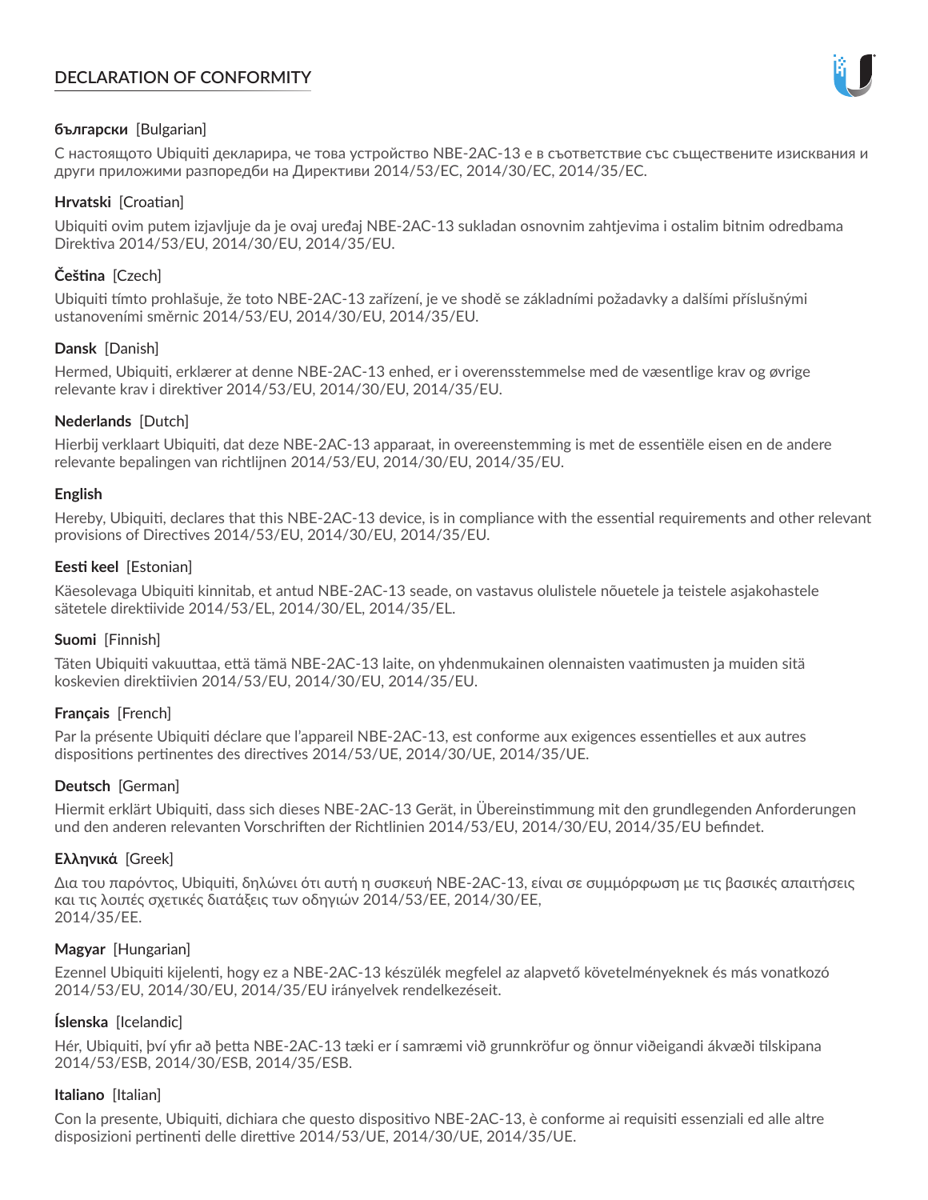# DECLARATION OF CONFORMITY

**български** [Bulgarian]

С настоящото Ubiquiti декларира, че това устройство NBE-2AC-13 е в съответствие със съществените изисквания и други приложими разпоредби на Директиви 2014/53/EC, 2014/30/ЕС, 2014/35/ЕС.

**Hrvatski** [Croatian]

Ubiquiti ovim putem izjavljuje da je ovaj uređaj NBE-2AC-13 sukladan osnovnim zahtjevima i ostalim bitnim odredbama Direktiva 2014/53/EU, 2014/30/EU, 2014/35/EU.

**Čeština** [Czech]

Ubiquiti tímto prohlašuje, že toto NBE-2AC-13 zařízení, je ve shodě se základními požadavky a dalšími příslušnými ustanoveními směrnic 2014/53/EU, 2014/30/EU, 2014/35/EU.

**Dansk** [Danish]

Hermed, Ubiquiti, erklærer at denne NBE-2AC-13 enhed, er i overensstemmelse med de væsentlige krav og øvrige relevante krav i direktiver 2014/53/EU, 2014/30/EU, 2014/35/EU.

**Nederlands** [Dutch]

Hierbij verklaart Ubiquiti, dat deze NBE-2AC-13 apparaat, in overeenstemming is met de essentiële eisen en de andere relevante bepalingen van richtlijnen 2014/53/EU, 2014/30/EU, 2014/35/EU.

**English**

Hereby, Ubiquiti, declares that this NBE-2AC-13 device, is in compliance with the essential requirements and other relevant provisions of Directives 2014/53/EU, 2014/30/EU, 2014/35/EU.

**Eesti keel** [Estonian]

Käesolevaga Ubiquiti kinnitab, et antud NBE-2AC-13 seade, on vastavus olulistele nõuetele ja teistele asjakohastele sätetele direktiivide 2014/53/EL, 2014/30/EL, 2014/35/EL.

**Suomi** [Finnish]

Täten Ubiquiti vakuuttaa, että tämä NBE-2AC-13 laite, on yhdenmukainen olennaisten vaatimusten ja muiden sitä koskevien direktiivien 2014/53/EU, 2014/30/EU, 2014/35/EU.

**Français** [French]

Par la présente Ubiquiti déclare que l'appareil NBE-2AC-13, est conforme aux exigences essentielles et aux autres dispositions pertinentes des directives 2014/53/UE, 2014/30/UE, 2014/35/UE.

**Deutsch** [German]

Hiermit erklärt Ubiquiti, dass sich dieses NBE-2AC-13 Gerät, in Übereinstimmung mit den grundlegenden Anforderungen und den anderen relevanten Vorschriften der Richtlinien 2014/53/EU, 2014/30/EU, 2014/35/EU befindet.

**Ελληνικά** [Greek]

Δια του παρόντος, Ubiquiti, δηλώνει ότι αυτή η συσκευή NBE-2AC-13, είναι σε συμμόρφωση με τις βασικές απαιτήσεις και τις λοιπές σχετικές διατάξεις των οδηγιών 2014/53/EE, 2014/30/EE, 2014/35/EE.

**Magyar** [Hungarian]

Ezennel Ubiquiti kijelenti, hogy ez a NBE-2AC-13 készülék megfelel az alapvető követelményeknek és más vonatkozó 2014/53/EU, 2014/30/EU, 2014/35/EU irányelvek rendelkezéseit.

**Íslenska** [Icelandic]

Hér, Ubiquiti, því yfir að þetta NBE-2AC-13 tæki er í samræmi við grunnkröfur og önnur viðeigandi ákvæði tilskipana 2014/53/ESB, 2014/30/ESB, 2014/35/ESB.

**Italiano** [Italian]

Con la presente, Ubiquiti, dichiara che questo dispositivo NBE-2AC-13, è conforme ai requisiti essenziali ed alle altre disposizioni pertinenti delle direttive 2014/53/UE, 2014/30/UE, 2014/35/UE.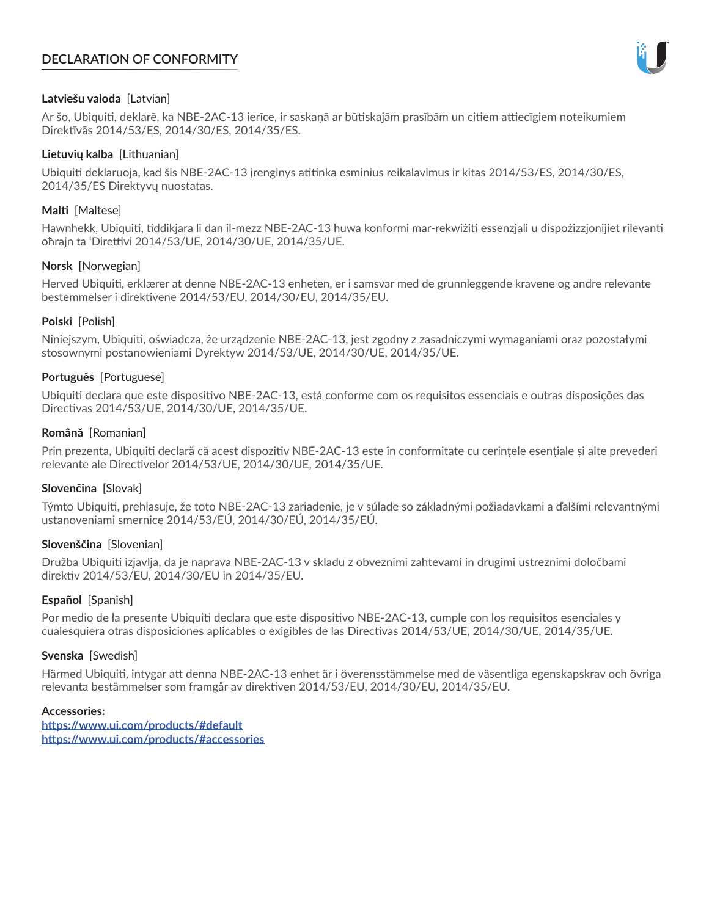# DECLARATION OF CONFORMITY

**Latviešu valoda** [Latvian]

Ar šo, Ubiquiti, deklarē, ka NBE-2AC-13 ierīce, ir saskaņā ar būtiskajām prasībām un citiem attiecīgiem noteikumiem Direktīvās 2014/53/ES, 2014/30/ES, 2014/35/ES.

**Lietuvių kalba** [Lithuanian]

Ubiquiti deklaruoja, kad šis NBE-2AC-13 įrenginys atitinka esminius reikalavimus ir kitas 2014/53/ES, 2014/30/ES, 2014/35/ES Direktyvų nuostatas.

**Malti** [Maltese]

Hawnhekk, Ubiquiti, tiddikjara li dan il-mezz NBE-2AC-13 huwa konformi mar-rekwiżiti essenzjali u dispożizzjonijiet rilevanti oħrajn ta 'Direttivi 2014/53/UE, 2014/30/UE, 2014/35/UE.

**Norsk** [Norwegian]

Herved Ubiquiti, erklærer at denne NBE-2AC-13 enheten, er i samsvar med de grunnleggende kravene og andre relevante bestemmelser i direktivene 2014/53/EU, 2014/30/EU, 2014/35/EU.

**Polski** [Polish]

Niniejszym, Ubiquiti, oświadcza, że urządzenie NBE-2AC-13, jest zgodny z zasadniczymi wymaganiami oraz pozostałymi stosownymi postanowieniami Dyrektyw 2014/53/UE, 2014/30/UE, 2014/35/UE.

**Português** [Portuguese]

Ubiquiti declara que este dispositivo NBE-2AC-13, está conforme com os requisitos essenciais e outras disposições das Directivas 2014/53/UE, 2014/30/UE, 2014/35/UE.

**Română** [Romanian]

Prin prezenta, Ubiquiti declară că acest dispozitiv NBE-2AC-13 este în conformitate cu cerințele esențiale și alte prevederi relevante ale Directivelor 2014/53/UE, 2014/30/UE, 2014/35/UE.

**Slovenčina** [Slovak]

Týmto Ubiquiti, prehlasuje, že toto NBE-2AC-13 zariadenie, je v súlade so základnými požiadavkami a ďalšími relevantnými ustanoveniami smernice 2014/53/EÚ, 2014/30/EÚ, 2014/35/EÚ.

**Slovenščina** [Slovenian]

Družba Ubiquiti izjavlja, da je naprava NBE-2AC-13 v skladu z obveznimi zahtevami in drugimi ustreznimi določbami direktiv 2014/53/EU, 2014/30/EU in 2014/35/EU.

**Español** [Spanish]

Por medio de la presente Ubiquiti declara que este dispositivo NBE-2AC-13, cumple con los requisitos esenciales y cualesquiera otras disposiciones aplicables o exigibles de las Directivas 2014/53/UE, 2014/30/UE, 2014/35/UE.

**Svenska** [Swedish]

Härmed Ubiquiti, intygar att denna NBE-2AC-13 enhet är i överensstämmelse med de väsentliga egenskapskrav och övriga relevanta bestämmelser som framgår av direktiven 2014/53/EU, 2014/30/EU, 2014/35/EU.

**Accessories:**
**https://www.ui.com/products/#default**
**https://www.ui.com/products/#accessories**